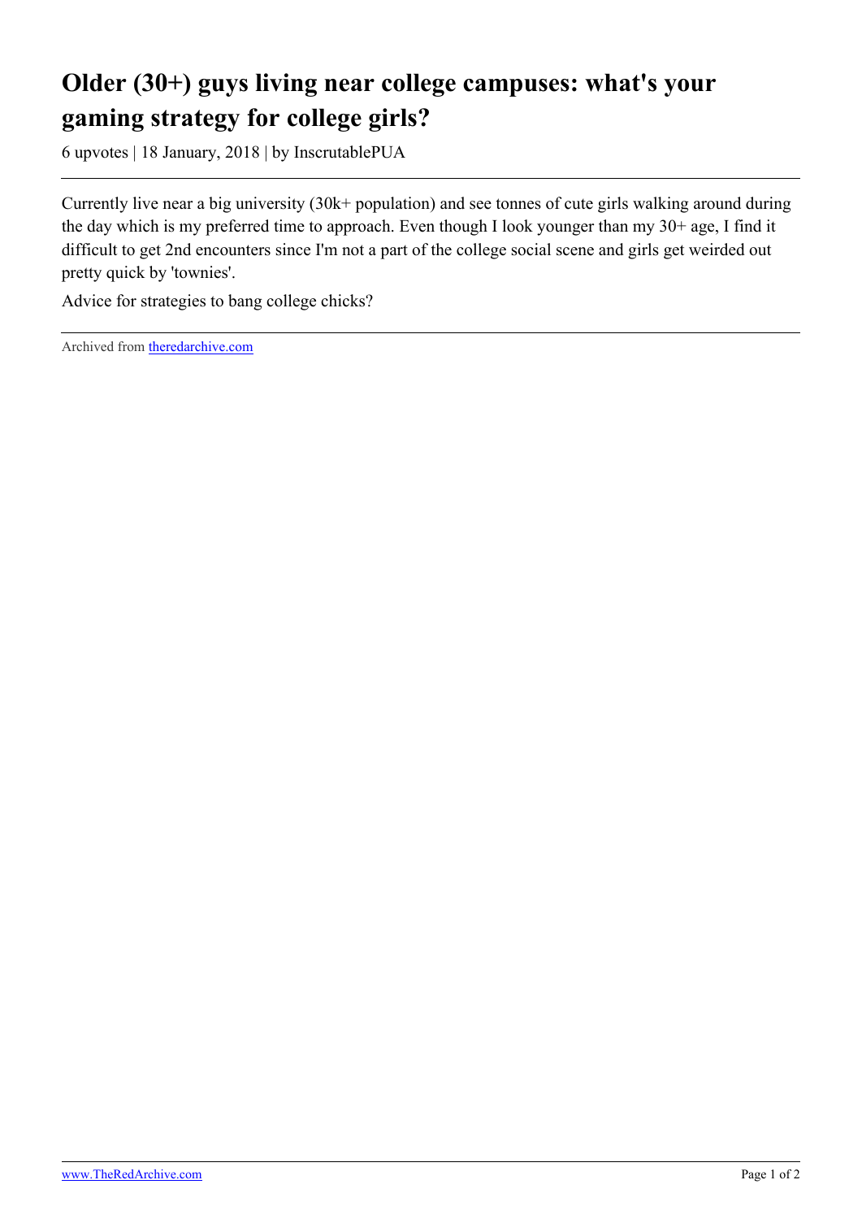# Older (30+) guys living near college campuses: what's your gaming strategy for college girls?

6 upvotes | 18 January, 2018 | by InscrutablePUA

Currently live near a big university (30k+ population) and see tonnes of cute girls walking around during the day which is my preferred time to approach. Even though I look younger than my 30+ age, I find it difficult to get 2nd encounters since I'm not a part of the college social scene and girls get weirded out pretty quick by 'townies'.

Advice for strategies to bang college chicks?

---

Archived from [theredarchive.com](https://theredarchive.com)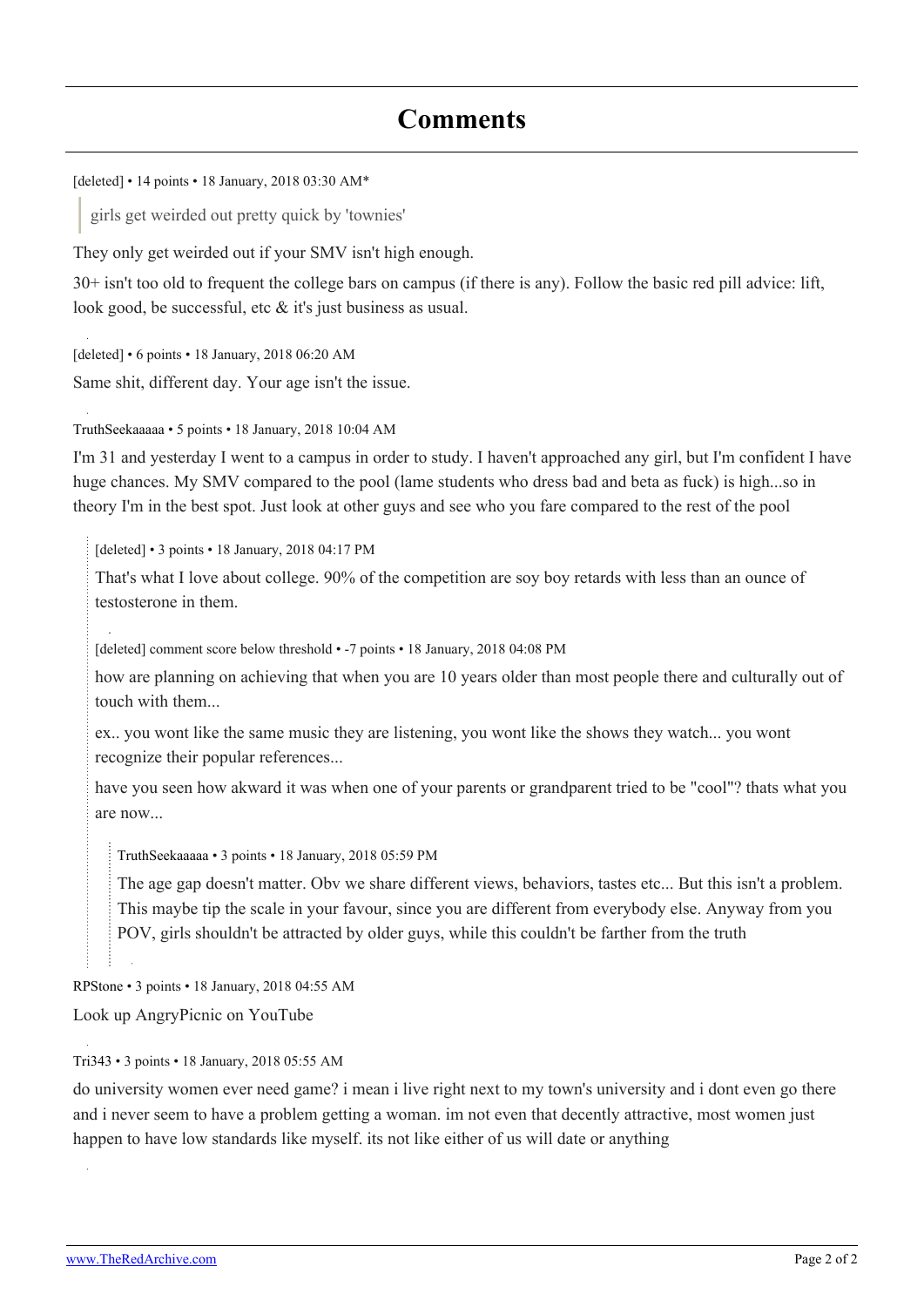# Comments

[deleted] • 14 points • 18 January, 2018 03:30 AM*

> girls get weirded out pretty quick by 'townies'

They only get weirded out if your SMV isn't high enough.

30+ isn't too old to frequent the college bars on campus (if there is any). Follow the basic red pill advice: lift, look good, be successful, etc & it's just business as usual.

[deleted] • 6 points • 18 January, 2018 06:20 AM

Same shit, different day. Your age isn't the issue.

TruthSeekaaaaa • 5 points • 18 January, 2018 10:04 AM

I'm 31 and yesterday I went to a campus in order to study. I haven't approached any girl, but I'm confident I have huge chances. My SMV compared to the pool (lame students who dress bad and beta as fuck) is high...so in theory I'm in the best spot. Just look at other guys and see who you fare compared to the rest of the pool

> [deleted] • 3 points • 18 January, 2018 04:17 PM
>
> That's what I love about college. 90% of the competition are soy boy retards with less than an ounce of testosterone in them.

> [deleted] comment score below threshold • -7 points • 18 January, 2018 04:08 PM
>
> how are planning on achieving that when you are 10 years older than most people there and culturally out of touch with them...
>
> ex.. you wont like the same music they are listening, you wont like the shows they watch... you wont recognize their popular references...
>
> have you seen how akward it was when one of your parents or grandparent tried to be "cool"? thats what you are now...
>
> > TruthSeekaaaaa • 3 points • 18 January, 2018 05:59 PM
> >
> > The age gap doesn't matter. Obv we share different views, behaviors, tastes etc... But this isn't a problem. This maybe tip the scale in your favour, since you are different from everybody else. Anyway from you POV, girls shouldn't be attracted by older guys, while this couldn't be farther from the truth

RPStone • 3 points • 18 January, 2018 04:55 AM

Look up AngryPicnic on YouTube

Tri343 • 3 points • 18 January, 2018 05:55 AM

do university women ever need game? i mean i live right next to my town's university and i dont even go there and i never seem to have a problem getting a woman. im not even that decently attractive, most women just happen to have low standards like myself. its not like either of us will date or anything